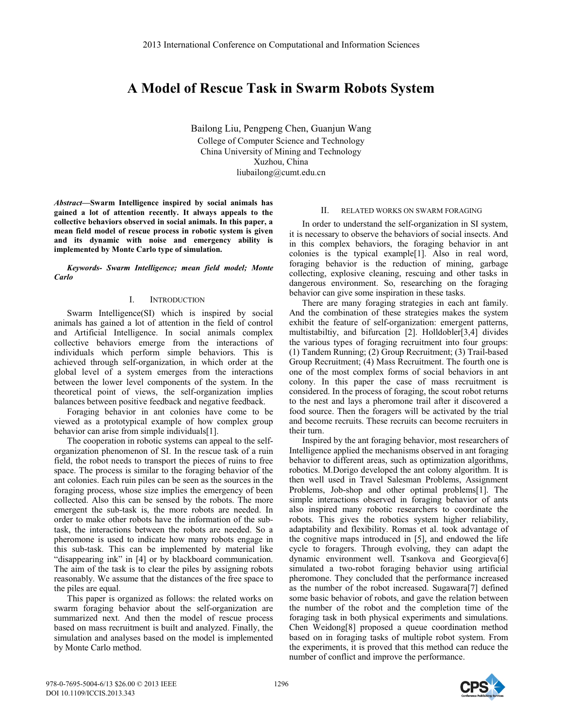# A Model of Rescue Task in Swarm Robots System

Bailong Liu, Pengpeng Chen, Guanjun Wang
College of Computer Science and Technology
China University of Mining and Technology
Xuzhou, China
liubailong@cumt.edu.cn

***Abstract*—Swarm Intelligence inspired by social animals has gained a lot of attention recently. It always appeals to the collective behaviors observed in social animals. In this paper, a mean field model of rescue process in robotic system is given and its dynamic with noise and emergency ability is implemented by Monte Carlo type of simulation.**

***Keywords- Swarm Intelligence; mean field model; Monte Carlo***

## I. INTRODUCTION

Swarm Intelligence(SI) which is inspired by social animals has gained a lot of attention in the field of control and Artificial Intelligence. In social animals complex collective behaviors emerge from the interactions of individuals which perform simple behaviors. This is achieved through self-organization, in which order at the global level of a system emerges from the interactions between the lower level components of the system. In the theoretical point of views, the self-organization implies balances between positive feedback and negative feedback.

Foraging behavior in ant colonies have come to be viewed as a prototypical example of how complex group behavior can arise from simple individuals[1].

The cooperation in robotic systems can appeal to the self-organization phenomenon of SI. In the rescue task of a ruin field, the robot needs to transport the pieces of ruins to free space. The process is similar to the foraging behavior of the ant colonies. Each ruin piles can be seen as the sources in the foraging process, whose size implies the emergency of been collected. Also this can be sensed by the robots. The more emergent the sub-task is, the more robots are needed. In order to make other robots have the information of the sub-task, the interactions between the robots are needed. So a pheromone is used to indicate how many robots engage in this sub-task. This can be implemented by material like "disappearing ink" in [4] or by blackboard communication. The aim of the task is to clear the piles by assigning robots reasonably. We assume that the distances of the free space to the piles are equal.

This paper is organized as follows: the related works on swarm foraging behavior about the self-organization are summarized next. And then the model of rescue process based on mass recruitment is built and analyzed. Finally, the simulation and analyses based on the model is implemented by Monte Carlo method.

## II. RELATED WORKS ON SWARM FORAGING

In order to understand the self-organization in SI system, it is necessary to observe the behaviors of social insects. And in this complex behaviors, the foraging behavior in ant colonies is the typical example[1]. Also in real word, foraging behavior is the reduction of mining, garbage collecting, explosive cleaning, rescuing and other tasks in dangerous environment. So, researching on the foraging behavior can give some inspiration in these tasks.

There are many foraging strategies in each ant family. And the combination of these strategies makes the system exhibit the feature of self-organization: emergent patterns, multistabiltiy, and bifurcation [2]. Holldobler[3,4] divides the various types of foraging recruitment into four groups: (1) Tandem Running; (2) Group Recruitment; (3) Trail-based Group Recruitment; (4) Mass Recruitment. The fourth one is one of the most complex forms of social behaviors in ant colony. In this paper the case of mass recruitment is considered. In the process of foraging, the scout robot returns to the nest and lays a pheromone trail after it discovered a food source. Then the foragers will be activated by the trial and become recruits. These recruits can become recruiters in their turn.

Inspired by the ant foraging behavior, most researchers of Intelligence applied the mechanisms observed in ant foraging behavior to different areas, such as optimization algorithms, robotics. M.Dorigo developed the ant colony algorithm. It is then well used in Travel Salesman Problems, Assignment Problems, Job-shop and other optimal problems[1]. The simple interactions observed in foraging behavior of ants also inspired many robotic researchers to coordinate the robots. This gives the robotics system higher reliability, adaptability and flexibility. Romas et al. took advantage of the cognitive maps introduced in [5], and endowed the life cycle to foragers. Through evolving, they can adapt the dynamic environment well. Tsankova and Georgieva[6] simulated a two-robot foraging behavior using artificial pheromone. They concluded that the performance increased as the number of the robot increased. Sugawara[7] defined some basic behavior of robots, and gave the relation between the number of the robot and the completion time of the foraging task in both physical experiments and simulations. Chen Weidong[8] proposed a queue coordination method based on in foraging tasks of multiple robot system. From the experiments, it is proved that this method can reduce the number of conflict and improve the performance.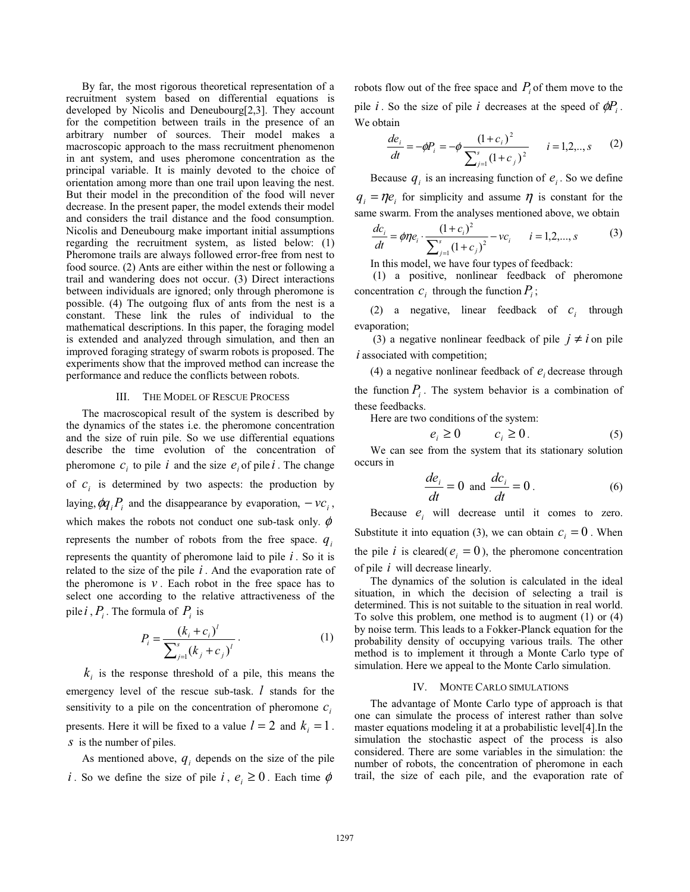By far, the most rigorous theoretical representation of a recruitment system based on differential equations is developed by Nicolis and Deneubourg[2,3]. They account for the competition between trails in the presence of an arbitrary number of sources. Their model makes a macroscopic approach to the mass recruitment phenomenon in ant system, and uses pheromone concentration as the principal variable. It is mainly devoted to the choice of orientation among more than one trail upon leaving the nest. But their model in the precondition of the food will never decrease. In the present paper, the model extends their model and considers the trail distance and the food consumption. Nicolis and Deneubourg make important initial assumptions regarding the recruitment system, as listed below: (1) Pheromone trails are always followed error-free from nest to food source. (2) Ants are either within the nest or following a trail and wandering does not occur. (3) Direct interactions between individuals are ignored; only through pheromone is possible. (4) The outgoing flux of ants from the nest is a constant. These link the rules of individual to the mathematical descriptions. In this paper, the foraging model is extended and analyzed through simulation, and then an improved foraging strategy of swarm robots is proposed. The experiments show that the improved method can increase the performance and reduce the conflicts between robots.

## III. THE MODEL OF RESCUE PROCESS

The macroscopical result of the system is described by the dynamics of the states i.e. the pheromone concentration and the size of ruin pile. So we use differential equations describe the time evolution of the concentration of pheromone $c_i$ to pile $i$ and the size $e_i$ of pile $i$. The change of $c_i$ is determined by two aspects: the production by laying, $\phi q_i P_i$ and the disappearance by evaporation, $-vc_i$, which makes the robots not conduct one sub-task only. $\phi$ represents the number of robots from the free space. $q_i$ represents the quantity of pheromone laid to pile $i$. So it is related to the size of the pile $i$. And the evaporation rate of the pheromone is $v$. Each robot in the free space has to select one according to the relative attractiveness of the pile $i$, $P_i$. The formula of $P_i$ is

$$P_i = \frac{(k_i + c_i)^l}{\sum_{j=1}^{s}(k_j + c_j)^l} \cdot \tag{1}$$

$k_i$ is the response threshold of a pile, this means the emergency level of the rescue sub-task. $l$ stands for the sensitivity to a pile on the concentration of pheromone $c_i$ presents. Here it will be fixed to a value $l = 2$ and $k_i = 1$. $s$ is the number of piles.

As mentioned above, $q_i$ depends on the size of the pile $i$. So we define the size of pile $i$, $e_i \geq 0$. Each time $\phi$ robots flow out of the free space and $P_i$ of them move to the pile $i$. So the size of pile $i$ decreases at the speed of $\phi P_i$. We obtain

$$\frac{de_i}{dt} = -\phi P_i = -\phi \frac{(1+c_i)^2}{\sum_{j=1}^{s}(1+c_j)^2} \qquad i = 1,2,..,s \tag{2}$$

Because $q_i$ is an increasing function of $e_i$. So we define $q_i = \eta e_i$ for simplicity and assume $\eta$ is constant for the same swarm. From the analyses mentioned above, we obtain

$$\frac{dc_i}{dt} = \phi \eta e_i \cdot \frac{(1+c_i)^2}{\sum_{j=1}^{s}(1+c_j)^2} - vc_i \qquad i = 1,2,..., s \tag{3}$$

In this model, we have four types of feedback:

(1) a positive, nonlinear feedback of pheromone concentration $c_i$ through the function $P_i$;

(2) a negative, linear feedback of $c_i$ through evaporation;

(3) a negative nonlinear feedback of pile $j \neq i$ on pile $i$ associated with competition;

(4) a negative nonlinear feedback of $e_i$ decrease through the function $P_i$. The system behavior is a combination of these feedbacks.

Here are two conditions of the system:

$$e_i \geq 0 \qquad c_i \geq 0 . \tag{5}$$

We can see from the system that its stationary solution occurs in

$$\frac{de_i}{dt} = 0 \text{ and } \frac{dc_i}{dt} = 0 . \tag{6}$$

Because $e_i$ will decrease until it comes to zero. Substitute it into equation (3), we can obtain $c_i = 0$. When the pile $i$ is cleared( $e_i = 0$ ), the pheromone concentration of pile $i$ will decrease linearly.

The dynamics of the solution is calculated in the ideal situation, in which the decision of selecting a trail is determined. This is not suitable to the situation in real world. To solve this problem, one method is to augment (1) or (4) by noise term. This leads to a Fokker-Planck equation for the probability density of occupying various trails. The other method is to implement it through a Monte Carlo type of simulation. Here we appeal to the Monte Carlo simulation.

## IV. MONTE CARLO SIMULATIONS

The advantage of Monte Carlo type of approach is that one can simulate the process of interest rather than solve master equations modeling it at a probabilistic level[4].In the simulation the stochastic aspect of the process is also considered. There are some variables in the simulation: the number of robots, the concentration of pheromone in each trail, the size of each pile, and the evaporation rate of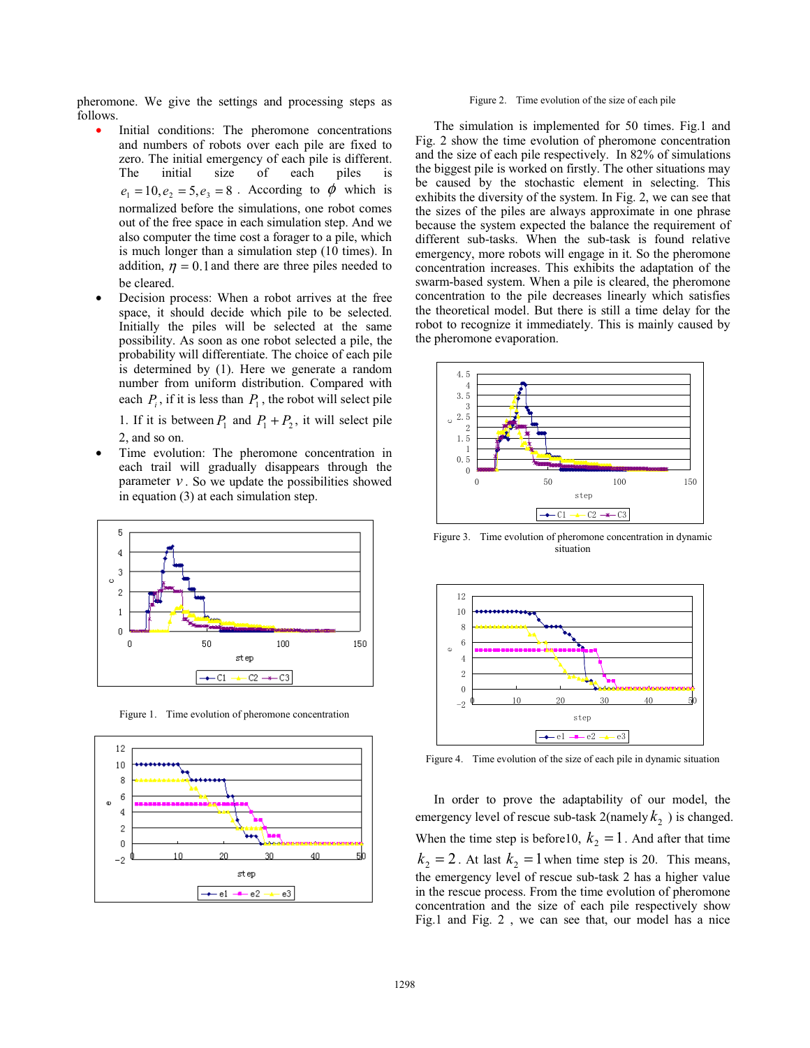pheromone. We give the settings and processing steps as follows.

- Initial conditions: The pheromone concentrations and numbers of robots over each pile are fixed to zero. The initial emergency of each pile is different. The initial size of each piles is $e_1 = 10, e_2 = 5, e_3 = 8$. According to $\phi$ which is normalized before the simulations, one robot comes out of the free space in each simulation step. And we also computer the time cost a forager to a pile, which is much longer than a simulation step (10 times). In addition, $\eta = 0.1$ and there are three piles needed to be cleared.
- Decision process: When a robot arrives at the free space, it should decide which pile to be selected. Initially the piles will be selected at the same possibility. As soon as one robot selected a pile, the probability will differentiate. The choice of each pile is determined by (1). Here we generate a random number from uniform distribution. Compared with each $P_i$, if it is less than $P_1$, the robot will select pile 1. If it is between $P_1$ and $P_1 + P_2$, it will select pile 2, and so on.
- Time evolution: The pheromone concentration in each trail will gradually disappears through the parameter $\nu$. So we update the possibilities showed in equation (3) at each simulation step.

Figure 1. Time evolution of pheromone concentration

Figure 2. Time evolution of the size of each pile

The simulation is implemented for 50 times. Fig.1 and Fig. 2 show the time evolution of pheromone concentration and the size of each pile respectively. In 82% of simulations the biggest pile is worked on firstly. The other situations may be caused by the stochastic element in selecting. This exhibits the diversity of the system. In Fig. 2, we can see that the sizes of the piles are always approximate in one phrase because the system expected the balance the requirement of different sub-tasks. When the sub-task is found relative emergency, more robots will engage in it. So the pheromone concentration increases. This exhibits the adaptation of the swarm-based system. When a pile is cleared, the pheromone concentration to the pile decreases linearly which satisfies the theoretical model. But there is still a time delay for the robot to recognize it immediately. This is mainly caused by the pheromone evaporation.

Figure 3. Time evolution of pheromone concentration in dynamic situation

Figure 4. Time evolution of the size of each pile in dynamic situation

In order to prove the adaptability of our model, the emergency level of rescue sub-task 2(namely $k_2$ ) is changed. When the time step is before10, $k_2 = 1$. And after that time $k_2 = 2$. At last $k_2 = 1$ when time step is 20. This means, the emergency level of rescue sub-task 2 has a higher value in the rescue process. From the time evolution of pheromone concentration and the size of each pile respectively show Fig.1 and Fig. 2 , we can see that, our model has a nice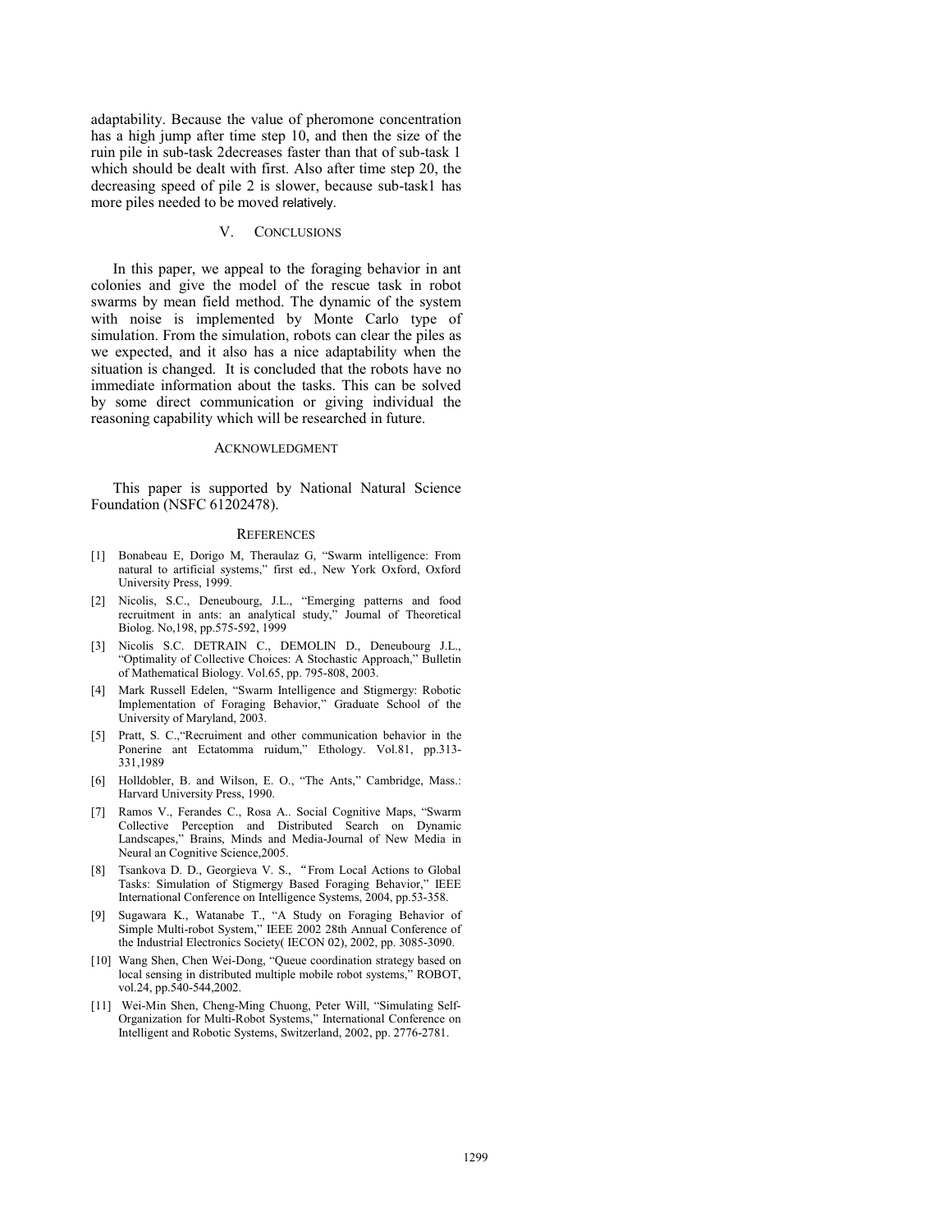adaptability. Because the value of pheromone concentration has a high jump after time step 10, and then the size of the ruin pile in sub-task 2decreases faster than that of sub-task 1 which should be dealt with first. Also after time step 20, the decreasing speed of pile 2 is slower, because sub-task1 has more piles needed to be moved relatively.

## V. Conclusions

In this paper, we appeal to the foraging behavior in ant colonies and give the model of the rescue task in robot swarms by mean field method. The dynamic of the system with noise is implemented by Monte Carlo type of simulation. From the simulation, robots can clear the piles as we expected, and it also has a nice adaptability when the situation is changed. It is concluded that the robots have no immediate information about the tasks. This can be solved by some direct communication or giving individual the reasoning capability which will be researched in future.

## Acknowledgment

This paper is supported by National Natural Science Foundation (NSFC 61202478).

## References

- [1] Bonabeau E, Dorigo M, Theraulaz G, "Swarm intelligence: From natural to artificial systems," first ed., New York Oxford, Oxford University Press, 1999.
- [2] Nicolis, S.C., Deneubourg, J.L., "Emerging patterns and food recruitment in ants: an analytical study," Journal of Theoretical Biolog. No,198, pp.575-592, 1999
- [3] Nicolis S.C. DETRAIN C., DEMOLIN D., Deneubourg J.L., "Optimality of Collective Choices: A Stochastic Approach," Bulletin of Mathematical Biology. Vol.65, pp. 795-808, 2003.
- [4] Mark Russell Edelen, "Swarm Intelligence and Stigmergy: Robotic Implementation of Foraging Behavior," Graduate School of the University of Maryland, 2003.
- [5] Pratt, S. C.,"Recruiment and other communication behavior in the Ponerine ant Ectatomma ruidum," Ethology. Vol.81, pp.313-331,1989
- [6] Holldobler, B. and Wilson, E. O., "The Ants," Cambridge, Mass.: Harvard University Press, 1990.
- [7] Ramos V., Ferandes C., Rosa A.. Social Cognitive Maps, "Swarm Collective Perception and Distributed Search on Dynamic Landscapes," Brains, Minds and Media-Journal of New Media in Neural an Cognitive Science,2005.
- [8] Tsankova D. D., Georgieva V. S., "From Local Actions to Global Tasks: Simulation of Stigmergy Based Foraging Behavior," IEEE International Conference on Intelligence Systems, 2004, pp.53-358.
- [9] Sugawara K., Watanabe T., "A Study on Foraging Behavior of Simple Multi-robot System," IEEE 2002 28th Annual Conference of the Industrial Electronics Society( IECON 02), 2002, pp. 3085-3090.
- [10] Wang Shen, Chen Wei-Dong, "Queue coordination strategy based on local sensing in distributed multiple mobile robot systems," ROBOT, vol.24, pp.540-544,2002.
- [11] Wei-Min Shen, Cheng-Ming Chuong, Peter Will, "Simulating Self-Organization for Multi-Robot Systems," International Conference on Intelligent and Robotic Systems, Switzerland, 2002, pp. 2776-2781.